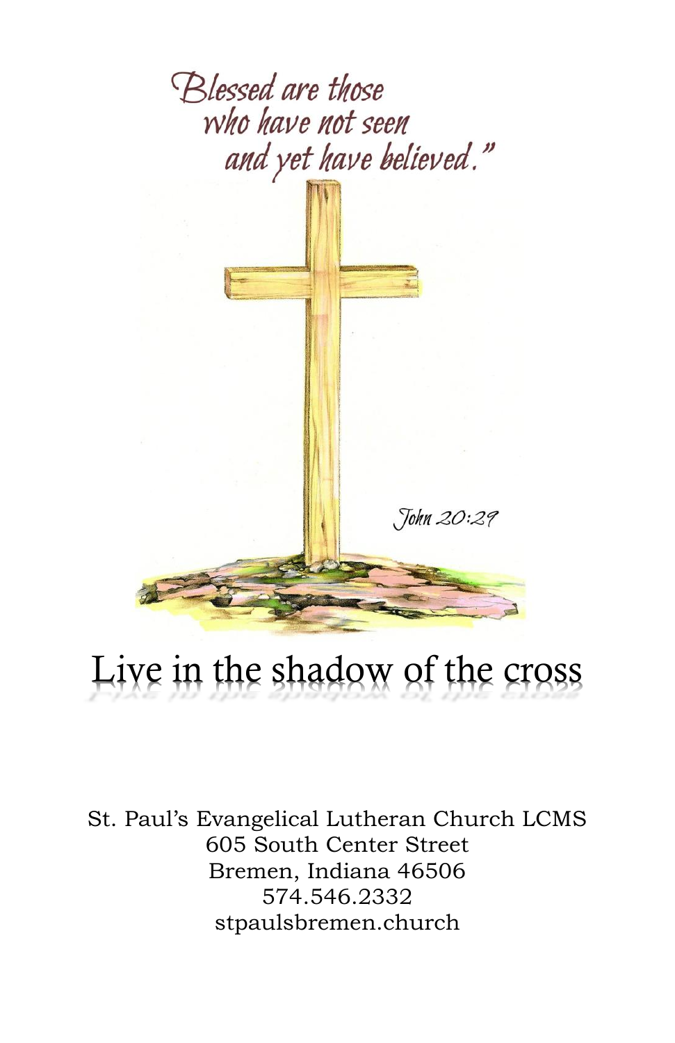Blessed are those who have not seen and yet have believed."

John 20:29

# Live in the shadow of the cross

St. Paul's Evangelical Lutheran Church LCMS
605 South Center Street
Bremen, Indiana 46506
574.546.2332
stpaulsbremen.church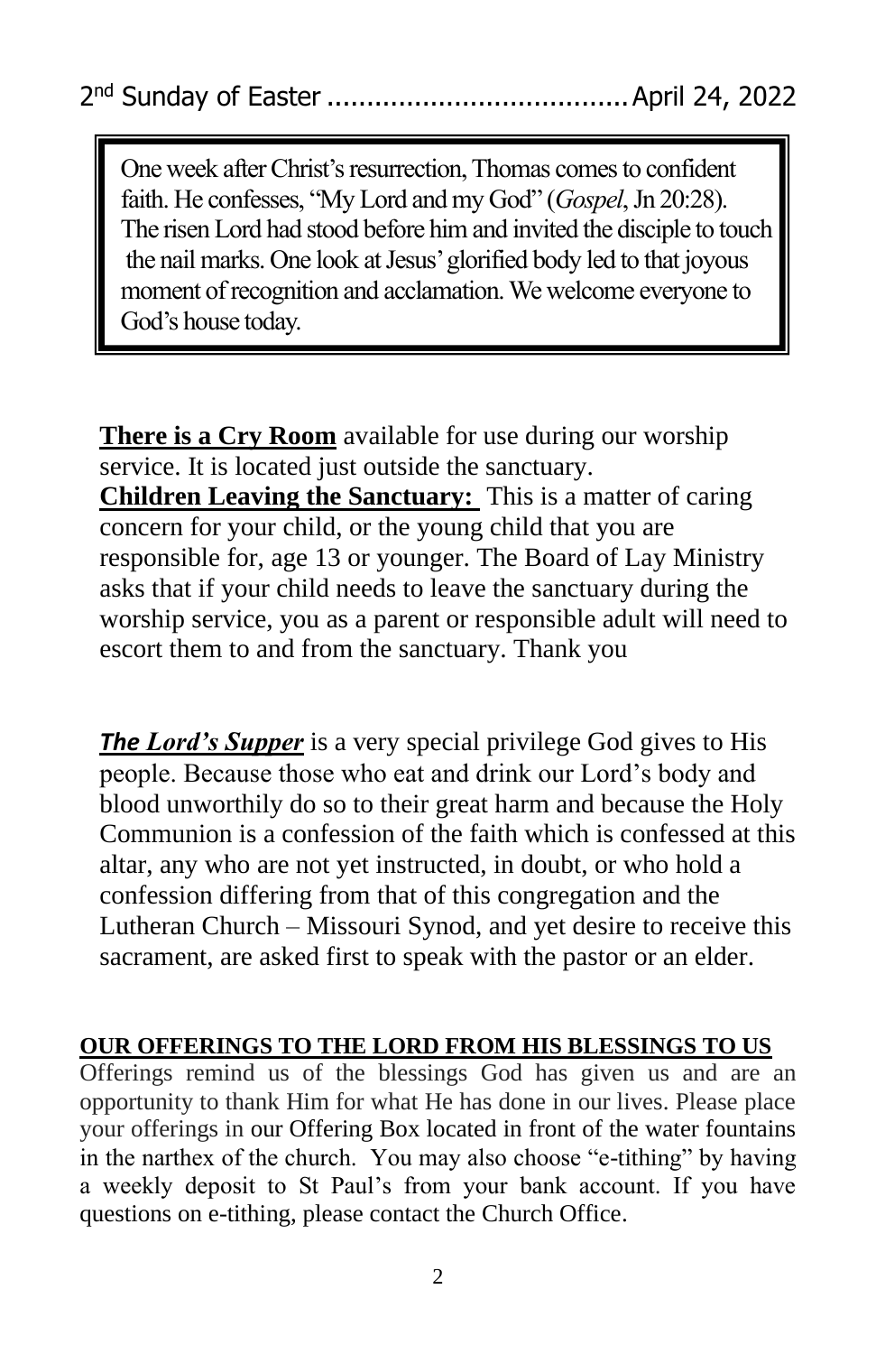2nd Sunday of Easter ...................................... April 24, 2022

> One week after Christ's resurrection, Thomas comes to confident faith. He confesses, "My Lord and my God" (*Gospel*, Jn 20:28). The risen Lord had stood before him and invited the disciple to touch the nail marks. One look at Jesus' glorified body led to that joyous moment of recognition and acclamation. We welcome everyone to God's house today.

**There is a Cry Room** available for use during our worship service. It is located just outside the sanctuary.
**Children Leaving the Sanctuary:** This is a matter of caring concern for your child, or the young child that you are responsible for, age 13 or younger. The Board of Lay Ministry asks that if your child needs to leave the sanctuary during the worship service, you as a parent or responsible adult will need to escort them to and from the sanctuary. Thank you

***The Lord's Supper*** is a very special privilege God gives to His people. Because those who eat and drink our Lord's body and blood unworthily do so to their great harm and because the Holy Communion is a confession of the faith which is confessed at this altar, any who are not yet instructed, in doubt, or who hold a confession differing from that of this congregation and the Lutheran Church – Missouri Synod, and yet desire to receive this sacrament, are asked first to speak with the pastor or an elder.

**OUR OFFERINGS TO THE LORD FROM HIS BLESSINGS TO US**

Offerings remind us of the blessings God has given us and are an opportunity to thank Him for what He has done in our lives. Please place your offerings in our Offering Box located in front of the water fountains in the narthex of the church. You may also choose "e-tithing" by having a weekly deposit to St Paul's from your bank account. If you have questions on e-tithing, please contact the Church Office.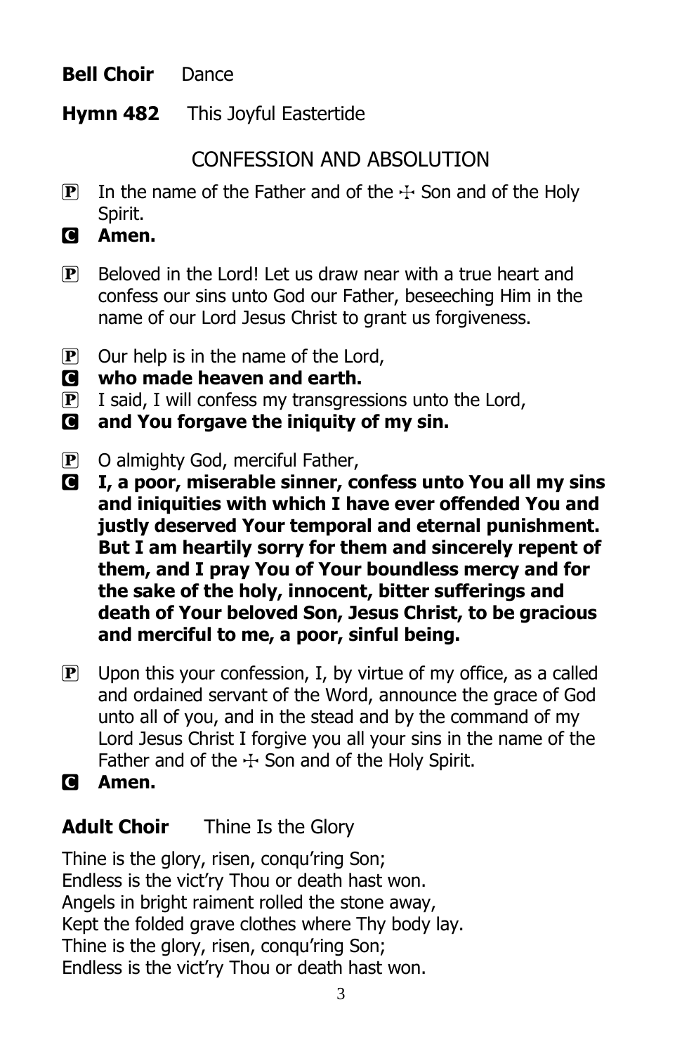**Bell Choir** Dance

**Hymn 482** This Joyful Eastertide

## CONFESSION AND ABSOLUTION

P In the name of the Father and of the ☩ Son and of the Holy Spirit.

C **Amen.**

P Beloved in the Lord! Let us draw near with a true heart and confess our sins unto God our Father, beseeching Him in the name of our Lord Jesus Christ to grant us forgiveness.

P Our help is in the name of the Lord,

C **who made heaven and earth.**

P I said, I will confess my transgressions unto the Lord,

C **and You forgave the iniquity of my sin.**

P O almighty God, merciful Father,

C **I, a poor, miserable sinner, confess unto You all my sins and iniquities with which I have ever offended You and justly deserved Your temporal and eternal punishment. But I am heartily sorry for them and sincerely repent of them, and I pray You of Your boundless mercy and for the sake of the holy, innocent, bitter sufferings and death of Your beloved Son, Jesus Christ, to be gracious and merciful to me, a poor, sinful being.**

P Upon this your confession, I, by virtue of my office, as a called and ordained servant of the Word, announce the grace of God unto all of you, and in the stead and by the command of my Lord Jesus Christ I forgive you all your sins in the name of the Father and of the ☩ Son and of the Holy Spirit.

C **Amen.**

**Adult Choir** Thine Is the Glory

Thine is the glory, risen, conqu'ring Son;
Endless is the vict'ry Thou or death hast won.
Angels in bright raiment rolled the stone away,
Kept the folded grave clothes where Thy body lay.
Thine is the glory, risen, conqu'ring Son;
Endless is the vict'ry Thou or death hast won.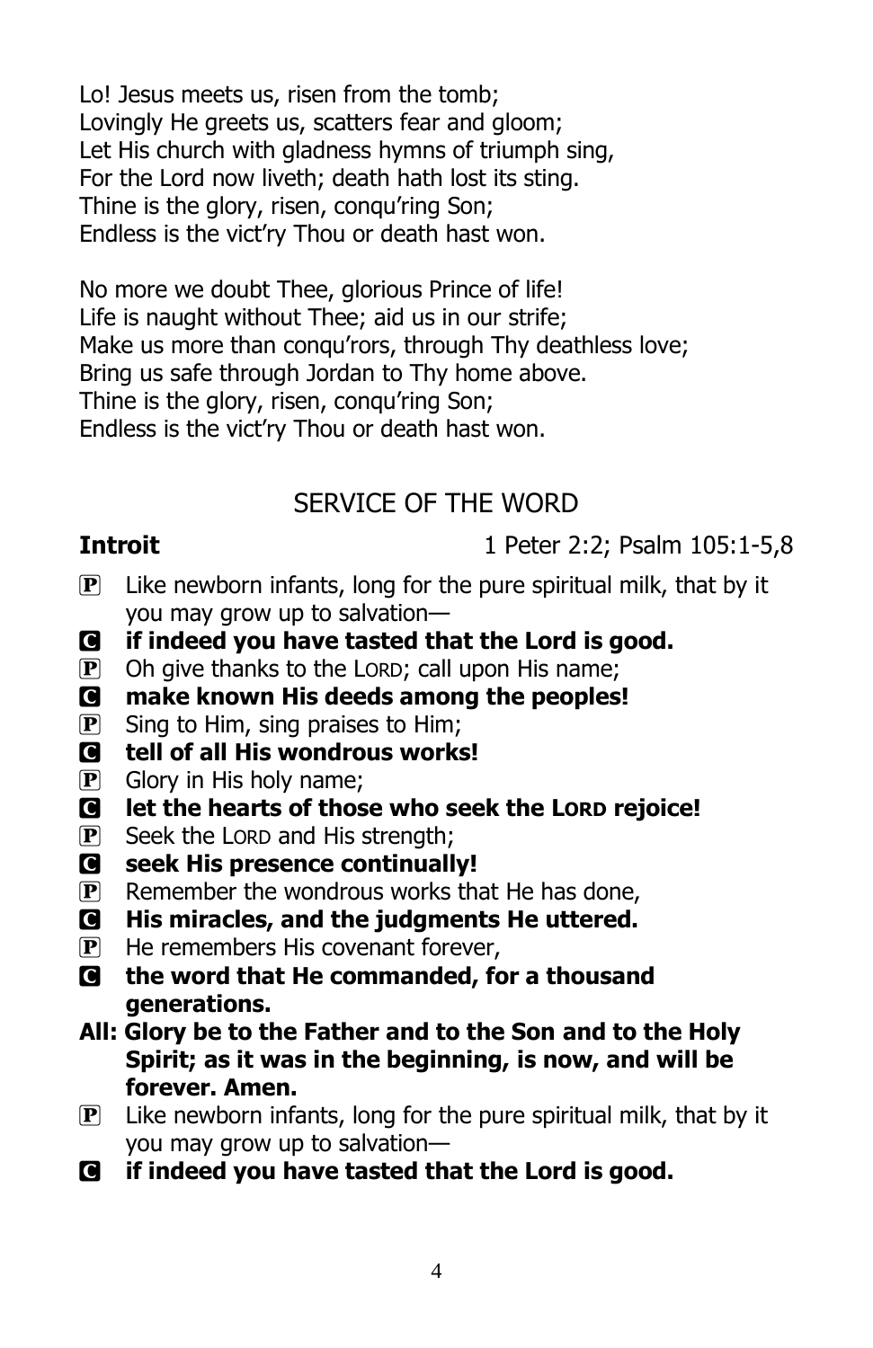Lo! Jesus meets us, risen from the tomb;
Lovingly He greets us, scatters fear and gloom;
Let His church with gladness hymns of triumph sing,
For the Lord now liveth; death hath lost its sting.
Thine is the glory, risen, conqu'ring Son;
Endless is the vict'ry Thou or death hast won.

No more we doubt Thee, glorious Prince of life!
Life is naught without Thee; aid us in our strife;
Make us more than conqu'rors, through Thy deathless love;
Bring us safe through Jordan to Thy home above.
Thine is the glory, risen, conqu'ring Son;
Endless is the vict'ry Thou or death hast won.

## SERVICE OF THE WORD

**Introit** 1 Peter 2:2; Psalm 105:1-5,8

P Like newborn infants, long for the pure spiritual milk, that by it you may grow up to salvation—
C **if indeed you have tasted that the Lord is good.**
P Oh give thanks to the LORD; call upon His name;
C **make known His deeds among the peoples!**
P Sing to Him, sing praises to Him;
C **tell of all His wondrous works!**
P Glory in His holy name;
C **let the hearts of those who seek the LORD rejoice!**
P Seek the LORD and His strength;
C **seek His presence continually!**
P Remember the wondrous works that He has done,
C **His miracles, and the judgments He uttered.**
P He remembers His covenant forever,
C **the word that He commanded, for a thousand generations.**
**All: Glory be to the Father and to the Son and to the Holy Spirit; as it was in the beginning, is now, and will be forever. Amen.**
P Like newborn infants, long for the pure spiritual milk, that by it you may grow up to salvation—
C **if indeed you have tasted that the Lord is good.**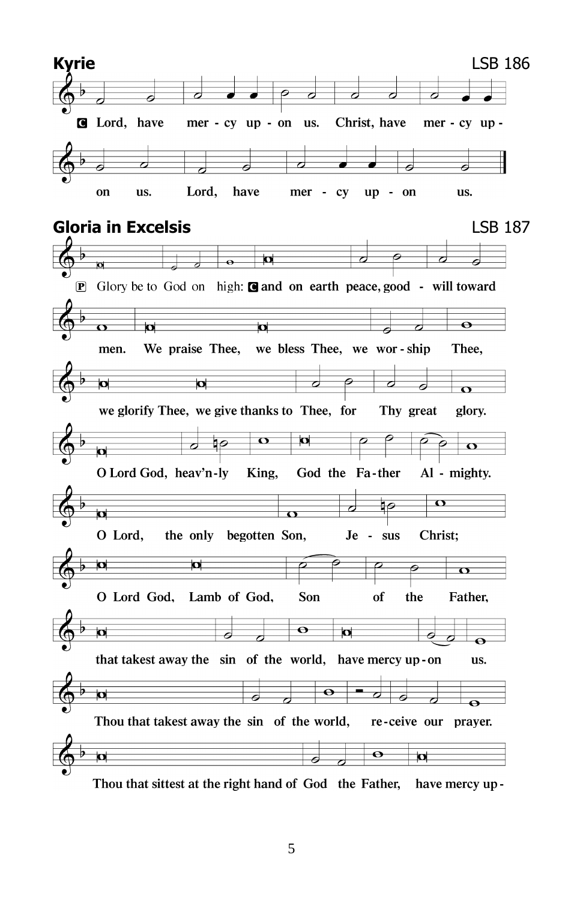## Kyrie

LSB 186

**C** Lord, have mer - cy up - on us. Christ, have mer - cy up - on us. Lord, have mer - cy up - on us.

## Gloria in Excelsis

LSB 187

**P** Glory be to God on high: **C** and on earth peace, good - will toward men. We praise Thee, we bless Thee, we wor - ship Thee, we glorify Thee, we give thanks to Thee, for Thy great glory.

O Lord God, heav'n-ly King, God the Fa-ther Al - mighty.

O Lord, the only begotten Son, Je - sus Christ;

O Lord God, Lamb of God, Son of the Father,

that takest away the sin of the world, have mercy up - on us.

Thou that takest away the sin of the world, re - ceive our prayer.

Thou that sittest at the right hand of God the Father, have mercy up -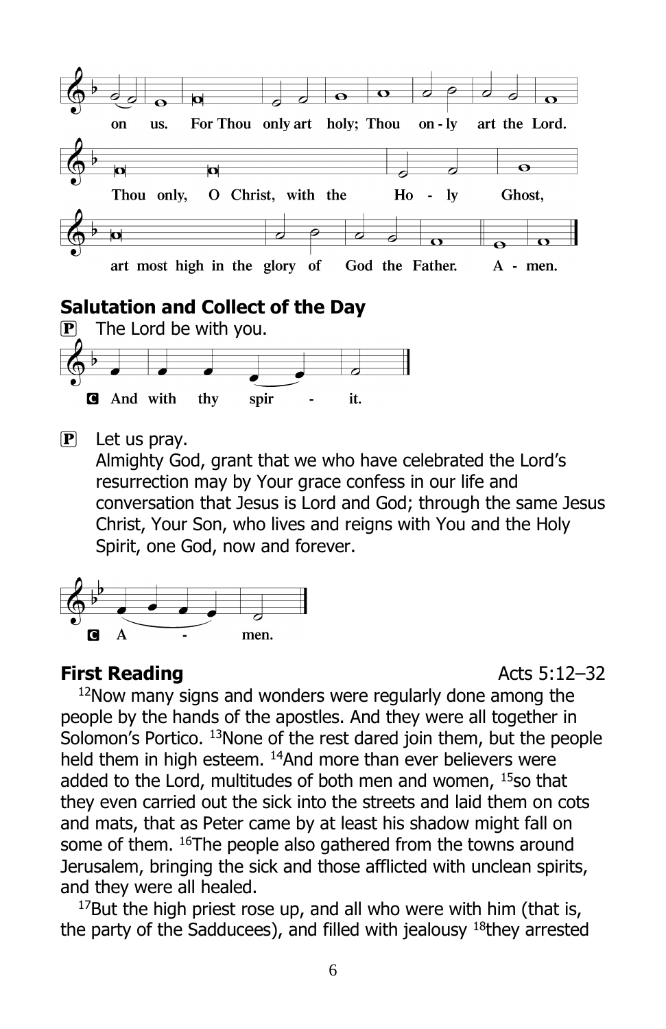on us. For Thou only art holy; Thou on - ly art the Lord.

Thou only, O Christ, with the Ho - ly Ghost,

art most high in the glory of God the Father. A - men.

## Salutation and Collect of the Day

P The Lord be with you.

C **And with thy spir - it.**

P Let us pray.
Almighty God, grant that we who have celebrated the Lord's resurrection may by Your grace confess in our life and conversation that Jesus is Lord and God; through the same Jesus Christ, Your Son, who lives and reigns with You and the Holy Spirit, one God, now and forever.

C **A - men.**

## First Reading — Acts 5:12–32

[12]Now many signs and wonders were regularly done among the people by the hands of the apostles. And they were all together in Solomon's Portico. [13]None of the rest dared join them, but the people held them in high esteem. [14]And more than ever believers were added to the Lord, multitudes of both men and women, [15]so that they even carried out the sick into the streets and laid them on cots and mats, that as Peter came by at least his shadow might fall on some of them. [16]The people also gathered from the towns around Jerusalem, bringing the sick and those afflicted with unclean spirits, and they were all healed.

[17]But the high priest rose up, and all who were with him (that is, the party of the Sadducees), and filled with jealousy [18]they arrested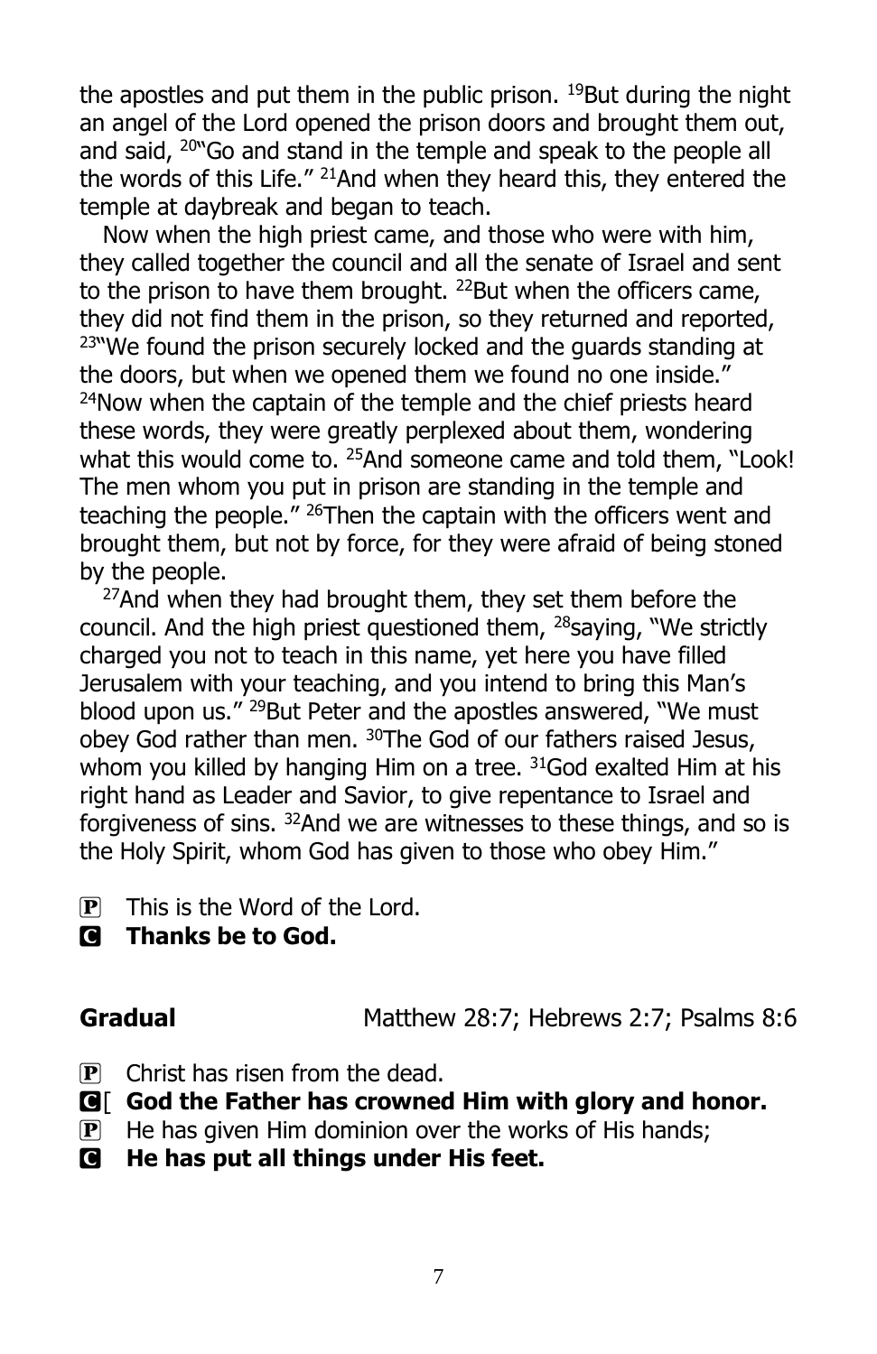the apostles and put them in the public prison. [19]But during the night an angel of the Lord opened the prison doors and brought them out, and said, [20]"Go and stand in the temple and speak to the people all the words of this Life." [21]And when they heard this, they entered the temple at daybreak and began to teach.

Now when the high priest came, and those who were with him, they called together the council and all the senate of Israel and sent to the prison to have them brought. [22]But when the officers came, they did not find them in the prison, so they returned and reported, [23]"We found the prison securely locked and the guards standing at the doors, but when we opened them we found no one inside." [24]Now when the captain of the temple and the chief priests heard these words, they were greatly perplexed about them, wondering what this would come to. [25]And someone came and told them, "Look! The men whom you put in prison are standing in the temple and teaching the people." [26]Then the captain with the officers went and brought them, but not by force, for they were afraid of being stoned by the people.

[27]And when they had brought them, they set them before the council. And the high priest questioned them, [28]saying, "We strictly charged you not to teach in this name, yet here you have filled Jerusalem with your teaching, and you intend to bring this Man's blood upon us." [29]But Peter and the apostles answered, "We must obey God rather than men. [30]The God of our fathers raised Jesus, whom you killed by hanging Him on a tree. [31]God exalted Him at his right hand as Leader and Savior, to give repentance to Israel and forgiveness of sins. [32]And we are witnesses to these things, and so is the Holy Spirit, whom God has given to those who obey Him."

P This is the Word of the Lord.
C **Thanks be to God.**

**Gradual** Matthew 28:7; Hebrews 2:7; Psalms 8:6

P Christ has risen from the dead.
C [ **God the Father has crowned Him with glory and honor.**
P He has given Him dominion over the works of His hands;
C **He has put all things under His feet.**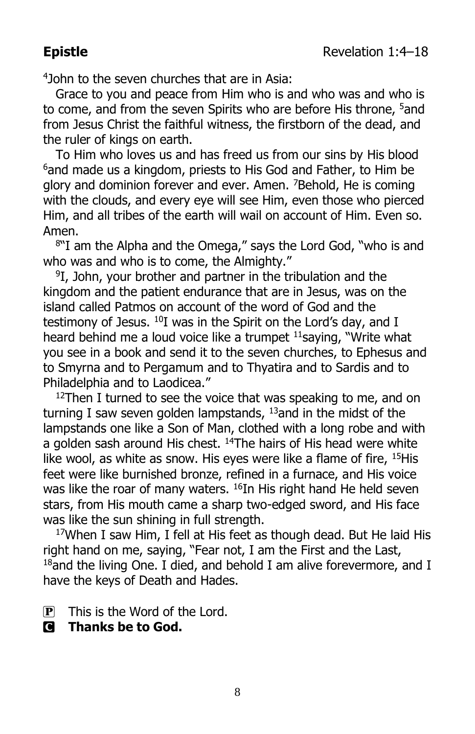**Epistle** Revelation 1:4–18

[4]John to the seven churches that are in Asia:

Grace to you and peace from Him who is and who was and who is to come, and from the seven Spirits who are before His throne, [5]and from Jesus Christ the faithful witness, the firstborn of the dead, and the ruler of kings on earth.

To Him who loves us and has freed us from our sins by His blood [6]and made us a kingdom, priests to His God and Father, to Him be glory and dominion forever and ever. Amen. [7]Behold, He is coming with the clouds, and every eye will see Him, even those who pierced Him, and all tribes of the earth will wail on account of Him. Even so. Amen.

[8]"I am the Alpha and the Omega," says the Lord God, "who is and who was and who is to come, the Almighty."

[9]I, John, your brother and partner in the tribulation and the kingdom and the patient endurance that are in Jesus, was on the island called Patmos on account of the word of God and the testimony of Jesus. [10]I was in the Spirit on the Lord's day, and I heard behind me a loud voice like a trumpet [11]saying, "Write what you see in a book and send it to the seven churches, to Ephesus and to Smyrna and to Pergamum and to Thyatira and to Sardis and to Philadelphia and to Laodicea."

[12]Then I turned to see the voice that was speaking to me, and on turning I saw seven golden lampstands, [13]and in the midst of the lampstands one like a Son of Man, clothed with a long robe and with a golden sash around His chest. [14]The hairs of His head were white like wool, as white as snow. His eyes were like a flame of fire, [15]His feet were like burnished bronze, refined in a furnace, and His voice was like the roar of many waters. [16]In His right hand He held seven stars, from His mouth came a sharp two-edged sword, and His face was like the sun shining in full strength.

[17]When I saw Him, I fell at His feet as though dead. But He laid His right hand on me, saying, "Fear not, I am the First and the Last, [18]and the living One. I died, and behold I am alive forevermore, and I have the keys of Death and Hades.

P This is the Word of the Lord.

**C Thanks be to God.**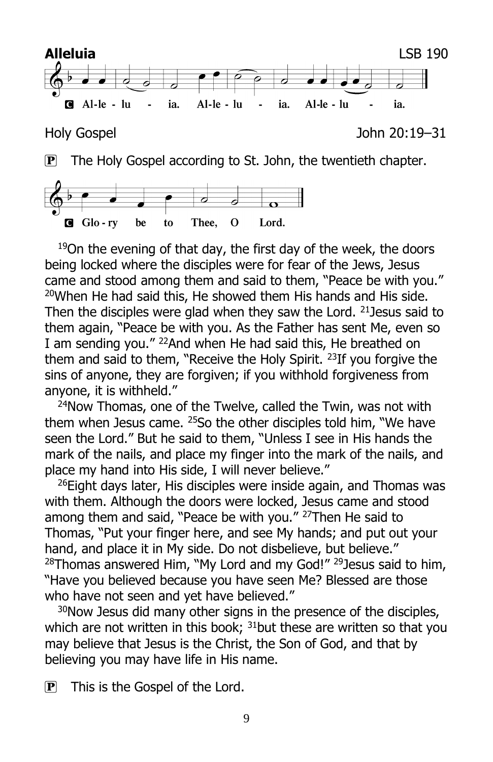**Alleluia** LSB 190

C Al-le - lu - ia. Al-le - lu - ia. Al-le - lu - ia.

Holy Gospel John 20:19–31

P The Holy Gospel according to St. John, the twentieth chapter.

C Glo - ry be to Thee, O Lord.

[19]On the evening of that day, the first day of the week, the doors being locked where the disciples were for fear of the Jews, Jesus came and stood among them and said to them, "Peace be with you." [20]When He had said this, He showed them His hands and His side. Then the disciples were glad when they saw the Lord. [21]Jesus said to them again, "Peace be with you. As the Father has sent Me, even so I am sending you." [22]And when He had said this, He breathed on them and said to them, "Receive the Holy Spirit. [23]If you forgive the sins of anyone, they are forgiven; if you withhold forgiveness from anyone, it is withheld."

[24]Now Thomas, one of the Twelve, called the Twin, was not with them when Jesus came. [25]So the other disciples told him, "We have seen the Lord." But he said to them, "Unless I see in His hands the mark of the nails, and place my finger into the mark of the nails, and place my hand into His side, I will never believe."

[26]Eight days later, His disciples were inside again, and Thomas was with them. Although the doors were locked, Jesus came and stood among them and said, "Peace be with you." [27]Then He said to Thomas, "Put your finger here, and see My hands; and put out your hand, and place it in My side. Do not disbelieve, but believe." [28]Thomas answered Him, "My Lord and my God!" [29]Jesus said to him, "Have you believed because you have seen Me? Blessed are those who have not seen and yet have believed."

[30]Now Jesus did many other signs in the presence of the disciples, which are not written in this book; [31]but these are written so that you may believe that Jesus is the Christ, the Son of God, and that by believing you may have life in His name.

P This is the Gospel of the Lord.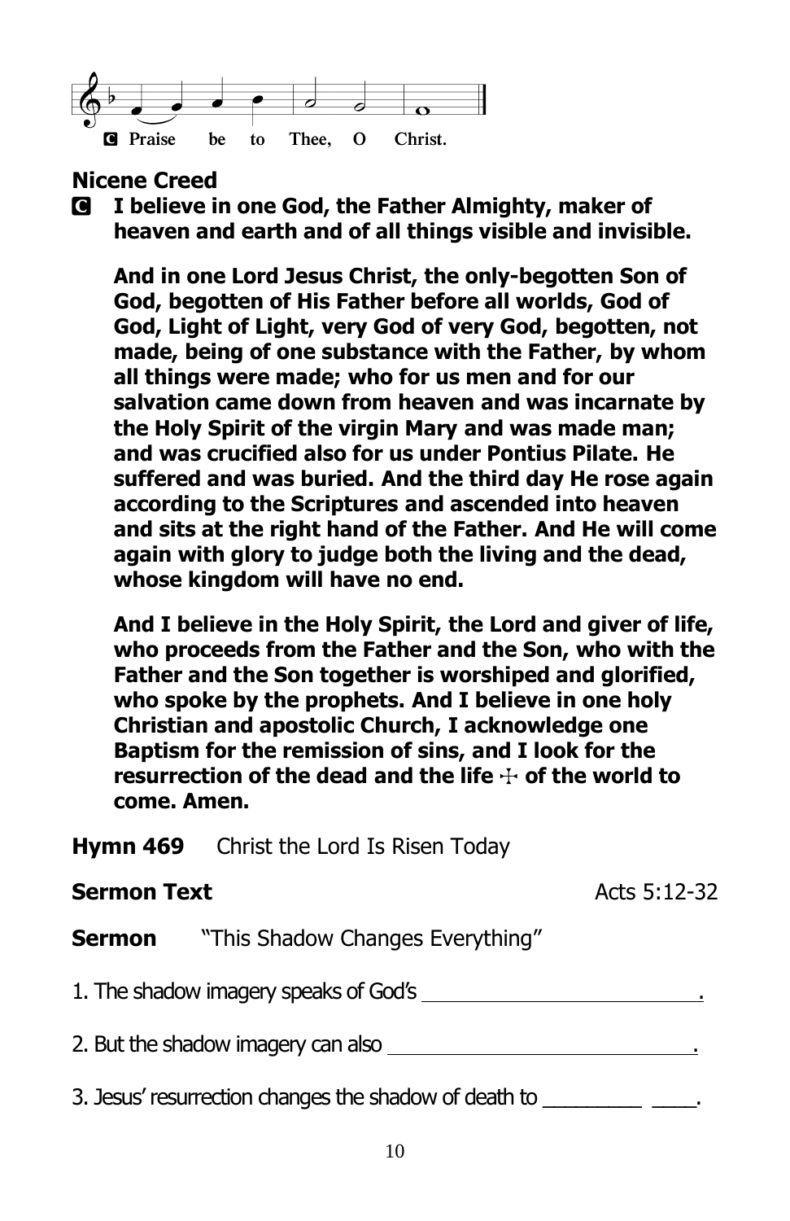**C** Praise be to Thee, O Christ.

## Nicene Creed

**C** **I believe in one God, the Father Almighty, maker of heaven and earth and of all things visible and invisible.**

**And in one Lord Jesus Christ, the only-begotten Son of God, begotten of His Father before all worlds, God of God, Light of Light, very God of very God, begotten, not made, being of one substance with the Father, by whom all things were made; who for us men and for our salvation came down from heaven and was incarnate by the Holy Spirit of the virgin Mary and was made man; and was crucified also for us under Pontius Pilate. He suffered and was buried. And the third day He rose again according to the Scriptures and ascended into heaven and sits at the right hand of the Father. And He will come again with glory to judge both the living and the dead, whose kingdom will have no end.**

**And I believe in the Holy Spirit, the Lord and giver of life, who proceeds from the Father and the Son, who with the Father and the Son together is worshiped and glorified, who spoke by the prophets. And I believe in one holy Christian and apostolic Church, I acknowledge one Baptism for the remission of sins, and I look for the resurrection of the dead and the life ☩ of the world to come. Amen.**

**Hymn 469** Christ the Lord Is Risen Today

**Sermon Text** Acts 5:12-32

**Sermon** "This Shadow Changes Everything"

1. The shadow imagery speaks of God's \_\_\_\_\_\_\_\_\_\_\_\_\_\_\_\_\_\_\_\_\_\_\_\_\_.

2. But the shadow imagery can also \_\_\_\_\_\_\_\_\_\_\_\_\_\_\_\_\_\_\_\_\_\_\_\_\_\_\_.

3. Jesus' resurrection changes the shadow of death to \_\_\_\_\_\_\_\_\_ \_\_\_\_.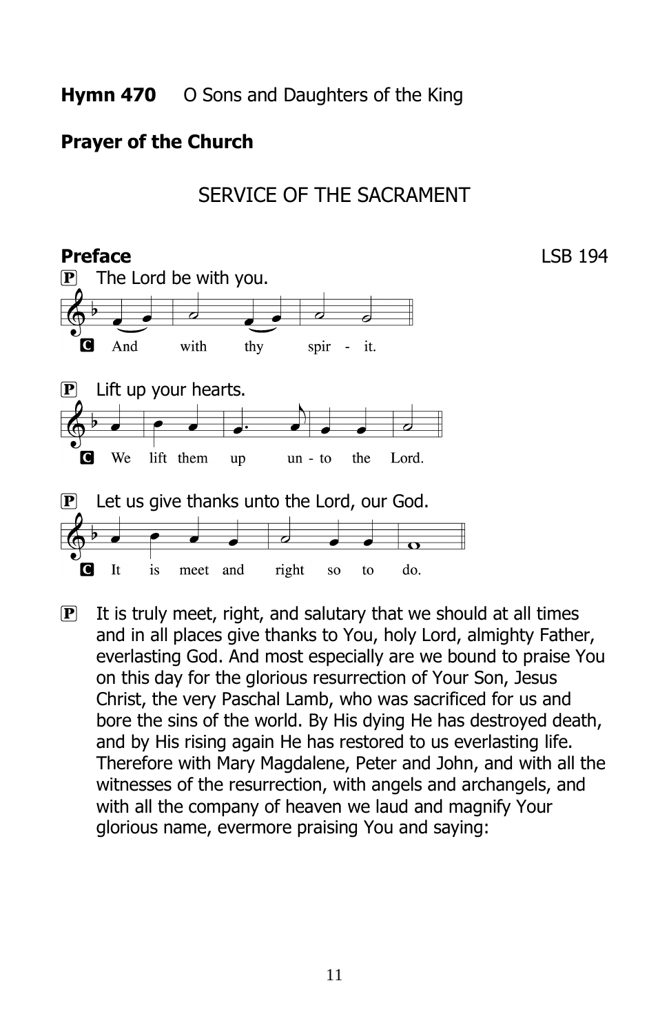**Hymn 470** O Sons and Daughters of the King

**Prayer of the Church**

## SERVICE OF THE SACRAMENT

**Preface** LSB 194

P The Lord be with you.

C And with thy spir - it.

P Lift up your hearts.

C We lift them up un - to the Lord.

P Let us give thanks unto the Lord, our God.

C It is meet and right so to do.

P It is truly meet, right, and salutary that we should at all times and in all places give thanks to You, holy Lord, almighty Father, everlasting God. And most especially are we bound to praise You on this day for the glorious resurrection of Your Son, Jesus Christ, the very Paschal Lamb, who was sacrificed for us and bore the sins of the world. By His dying He has destroyed death, and by His rising again He has restored to us everlasting life. Therefore with Mary Magdalene, Peter and John, and with all the witnesses of the resurrection, with angels and archangels, and with all the company of heaven we laud and magnify Your glorious name, evermore praising You and saying: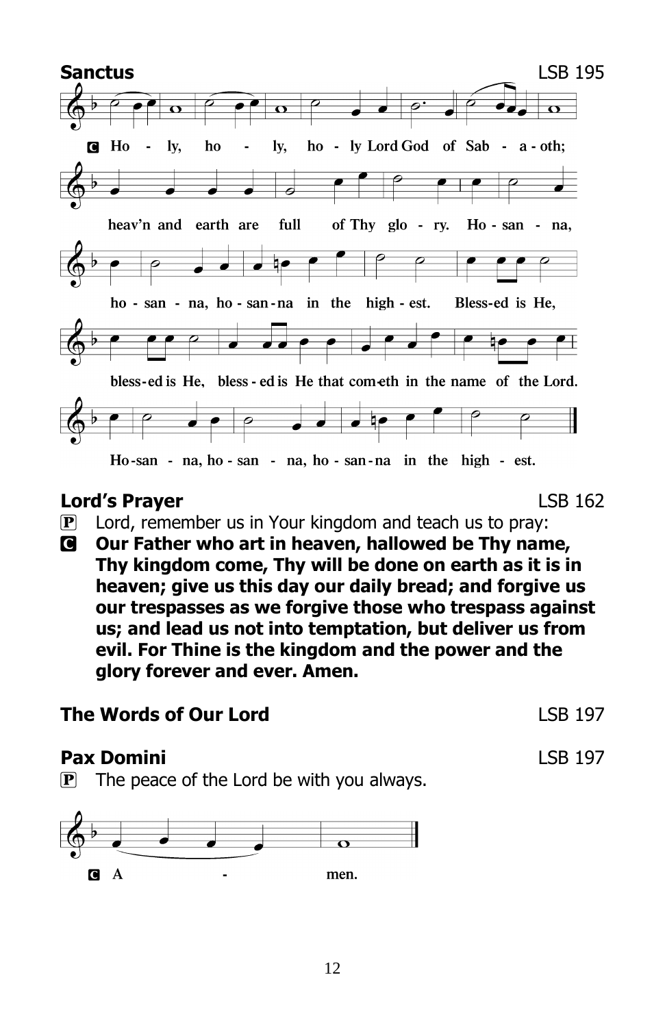## Sanctus

LSB 195

C Ho - ly, ho - ly, ho - ly Lord God of Sab - a - oth;
heav'n and earth are full of Thy glo - ry. Ho - san - na,
ho - san - na, ho - san - na in the high - est. Bless-ed is He,
bless-ed is He, bless - ed is He that com-eth in the name of the Lord.
Ho-san - na, ho - san - na, ho - san - na in the high - est.

## Lord's Prayer

LSB 162

P Lord, remember us in Your kingdom and teach us to pray:

C **Our Father who art in heaven, hallowed be Thy name, Thy kingdom come, Thy will be done on earth as it is in heaven; give us this day our daily bread; and forgive us our trespasses as we forgive those who trespass against us; and lead us not into temptation, but deliver us from evil. For Thine is the kingdom and the power and the glory forever and ever. Amen.**

## The Words of Our Lord

LSB 197

## Pax Domini

LSB 197

P The peace of the Lord be with you always.

C A - men.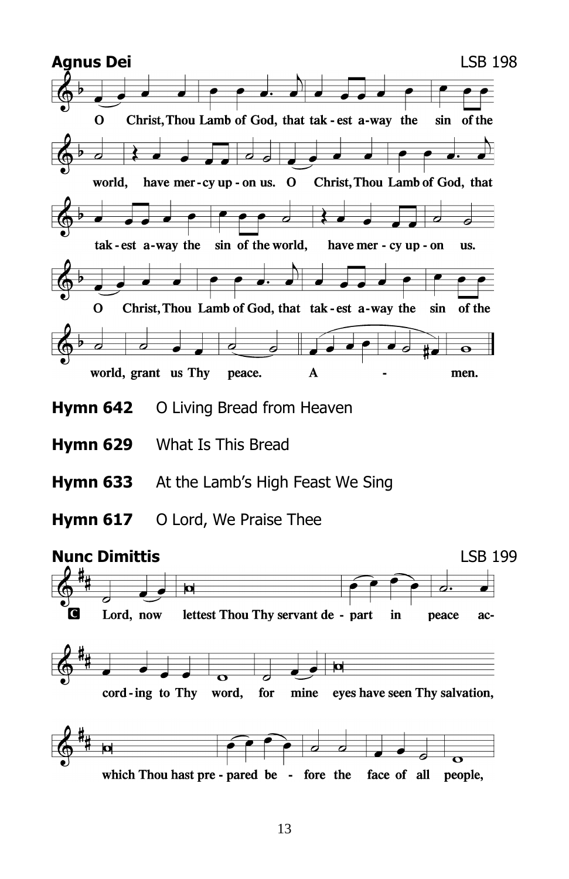**Agnus Dei** LSB 198

O Christ, Thou Lamb of God, that tak - est a-way the sin of the world, have mer - cy up - on us. O Christ, Thou Lamb of God, that tak - est a-way the sin of the world, have mer - cy up - on us. O Christ, Thou Lamb of God, that tak - est a-way the sin of the world, grant us Thy peace. A - men.

**Hymn 642** O Living Bread from Heaven

**Hymn 629** What Is This Bread

**Hymn 633** At the Lamb's High Feast We Sing

**Hymn 617** O Lord, We Praise Thee

**Nunc Dimittis** LSB 199

C Lord, now lettest Thou Thy servant de - part in peace ac- cord - ing to Thy word, for mine eyes have seen Thy salvation, which Thou hast pre - pared be - fore the face of all people,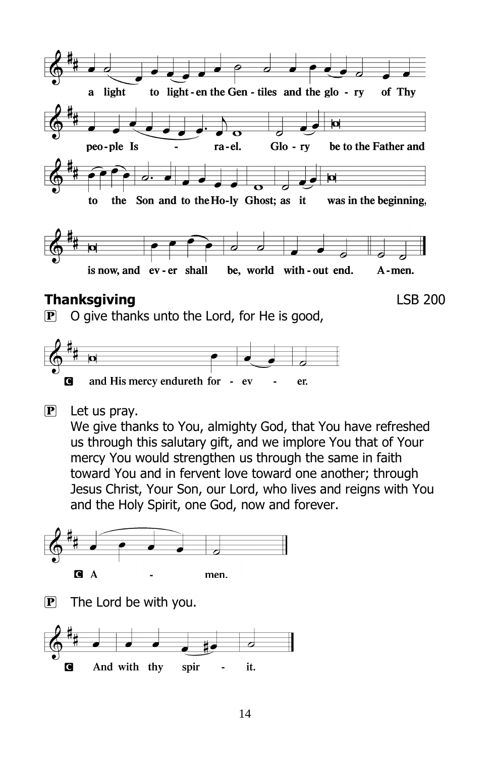a light to light - en the Gen - tiles and the glo - ry of Thy

peo - ple Is - ra - el. Glo - ry be to the Father and

to the Son and to the Ho - ly Ghost; as it was in the beginning,

is now, and ev - er shall be, world with - out end. A - men.

**Thanksgiving** LSB 200

P O give thanks unto the Lord, for He is good,

C and His mercy endureth for - ev - er.

P Let us pray.
We give thanks to You, almighty God, that You have refreshed us through this salutary gift, and we implore You that of Your mercy You would strengthen us through the same in faith toward You and in fervent love toward one another; through Jesus Christ, Your Son, our Lord, who lives and reigns with You and the Holy Spirit, one God, now and forever.

C A - men.

P The Lord be with you.

C And with thy spir - it.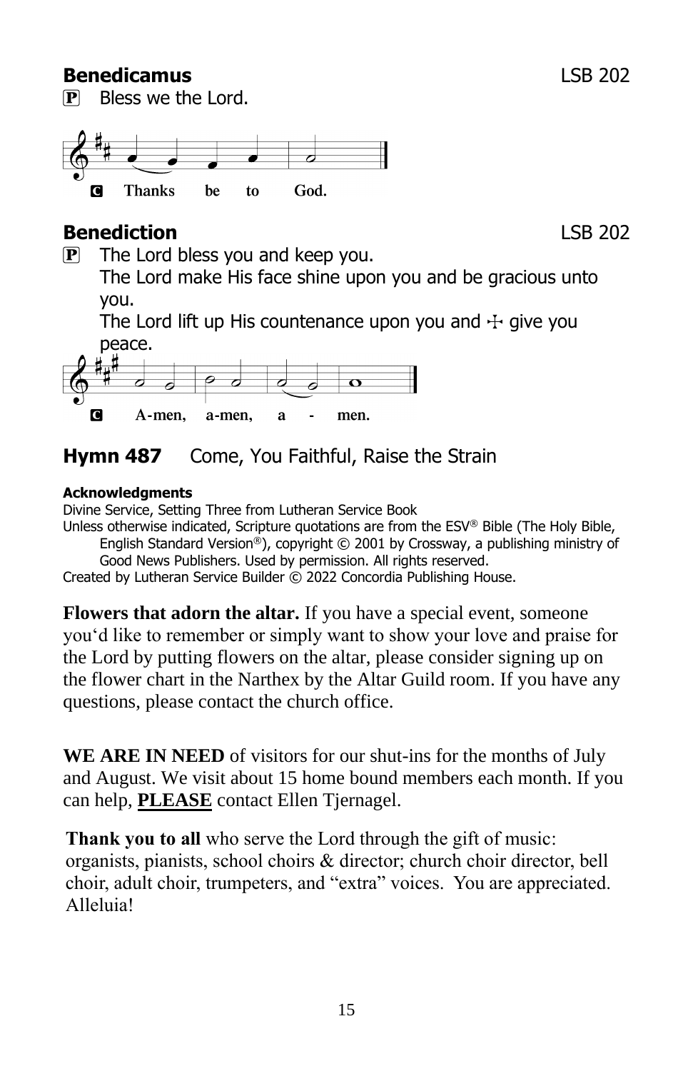**Benedicamus** LSB 202

P Bless we the Lord.

C **Thanks be to God.**

**Benediction** LSB 202

P The Lord bless you and keep you.
The Lord make His face shine upon you and be gracious unto you.
The Lord lift up His countenance upon you and ☩ give you peace.

C **A-men, a-men, a - men.**

**Hymn 487** Come, You Faithful, Raise the Strain

**Acknowledgments**

Divine Service, Setting Three from Lutheran Service Book

Unless otherwise indicated, Scripture quotations are from the ESV® Bible (The Holy Bible, English Standard Version®), copyright © 2001 by Crossway, a publishing ministry of Good News Publishers. Used by permission. All rights reserved.

Created by Lutheran Service Builder © 2022 Concordia Publishing House.

**Flowers that adorn the altar.** If you have a special event, someone you'd like to remember or simply want to show your love and praise for the Lord by putting flowers on the altar, please consider signing up on the flower chart in the Narthex by the Altar Guild room. If you have any questions, please contact the church office.

**WE ARE IN NEED** of visitors for our shut-ins for the months of July and August. We visit about 15 home bound members each month. If you can help, **PLEASE** contact Ellen Tjernagel.

**Thank you to all** who serve the Lord through the gift of music: organists, pianists, school choirs & director; church choir director, bell choir, adult choir, trumpeters, and "extra" voices. You are appreciated. Alleluia!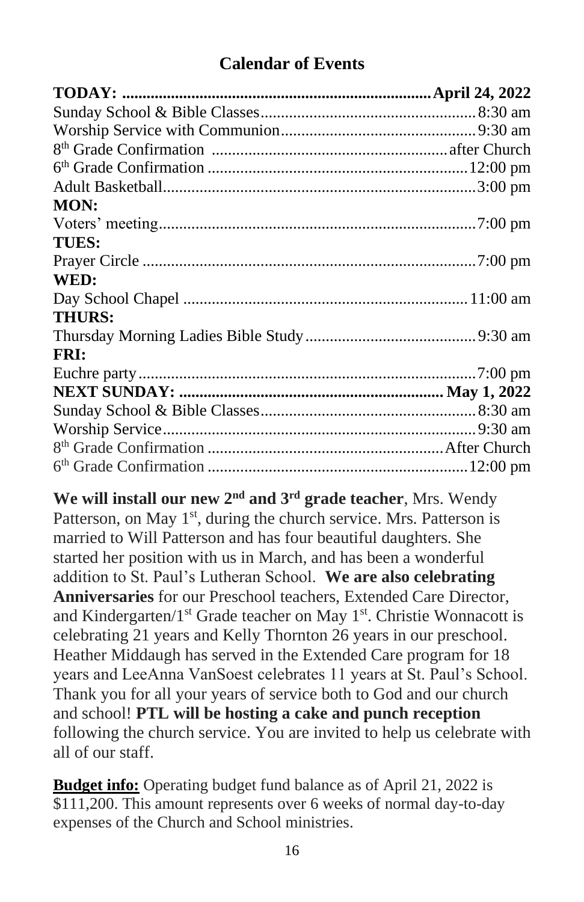## Calendar of Events

| | |
|---|---|
| **TODAY:** | **April 24, 2022** |
| Sunday School & Bible Classes | 8:30 am |
| Worship Service with Communion | 9:30 am |
| 8th Grade Confirmation | after Church |
| 6th Grade Confirmation | 12:00 pm |
| Adult Basketball | 3:00 pm |
| **MON:** | |
| Voters' meeting | 7:00 pm |
| **TUES:** | |
| Prayer Circle | 7:00 pm |
| **WED:** | |
| Day School Chapel | 11:00 am |
| **THURS:** | |
| Thursday Morning Ladies Bible Study | 9:30 am |
| **FRI:** | |
| Euchre party | 7:00 pm |
| **NEXT SUNDAY:** | **May 1, 2022** |
| Sunday School & Bible Classes | 8:30 am |
| Worship Service | 9:30 am |
| 8th Grade Confirmation | After Church |
| 6th Grade Confirmation | 12:00 pm |

**We will install our new 2nd and 3rd grade teacher**, Mrs. Wendy Patterson, on May 1st, during the church service. Mrs. Patterson is married to Will Patterson and has four beautiful daughters. She started her position with us in March, and has been a wonderful addition to St. Paul's Lutheran School. **We are also celebrating Anniversaries** for our Preschool teachers, Extended Care Director, and Kindergarten/1st Grade teacher on May 1st. Christie Wonnacott is celebrating 21 years and Kelly Thornton 26 years in our preschool. Heather Middaugh has served in the Extended Care program for 18 years and LeeAnna VanSoest celebrates 11 years at St. Paul's School. Thank you for all your years of service both to God and our church and school! **PTL will be hosting a cake and punch reception** following the church service. You are invited to help us celebrate with all of our staff.

**Budget info:** Operating budget fund balance as of April 21, 2022 is $111,200. This amount represents over 6 weeks of normal day-to-day expenses of the Church and School ministries.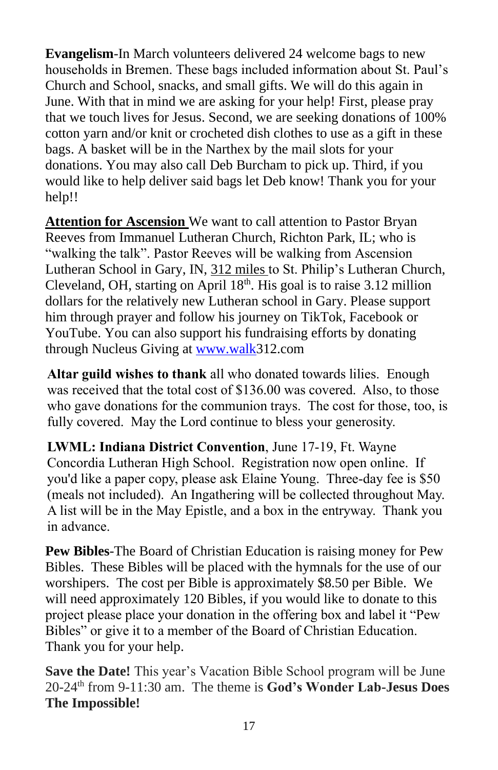**Evangelism**-In March volunteers delivered 24 welcome bags to new households in Bremen. These bags included information about St. Paul's Church and School, snacks, and small gifts. We will do this again in June. With that in mind we are asking for your help! First, please pray that we touch lives for Jesus. Second, we are seeking donations of 100% cotton yarn and/or knit or crocheted dish clothes to use as a gift in these bags. A basket will be in the Narthex by the mail slots for your donations. You may also call Deb Burcham to pick up. Third, if you would like to help deliver said bags let Deb know! Thank you for your help!!

**Attention for Ascension** We want to call attention to Pastor Bryan Reeves from Immanuel Lutheran Church, Richton Park, IL; who is "walking the talk". Pastor Reeves will be walking from Ascension Lutheran School in Gary, IN, 312 miles to St. Philip's Lutheran Church, Cleveland, OH, starting on April 18th. His goal is to raise 3.12 million dollars for the relatively new Lutheran school in Gary. Please support him through prayer and follow his journey on TikTok, Facebook or YouTube. You can also support his fundraising efforts by donating through Nucleus Giving at www.walk312.com

**Altar guild wishes to thank** all who donated towards lilies. Enough was received that the total cost of $136.00 was covered. Also, to those who gave donations for the communion trays. The cost for those, too, is fully covered. May the Lord continue to bless your generosity.

**LWML: Indiana District Convention**, June 17-19, Ft. Wayne Concordia Lutheran High School. Registration now open online. If you'd like a paper copy, please ask Elaine Young. Three-day fee is $50 (meals not included). An Ingathering will be collected throughout May. A list will be in the May Epistle, and a box in the entryway. Thank you in advance.

**Pew Bibles**-The Board of Christian Education is raising money for Pew Bibles. These Bibles will be placed with the hymnals for the use of our worshipers. The cost per Bible is approximately $8.50 per Bible. We will need approximately 120 Bibles, if you would like to donate to this project please place your donation in the offering box and label it "Pew Bibles" or give it to a member of the Board of Christian Education. Thank you for your help.

**Save the Date!** This year's Vacation Bible School program will be June 20-24th from 9-11:30 am. The theme is **God's Wonder Lab-Jesus Does The Impossible!**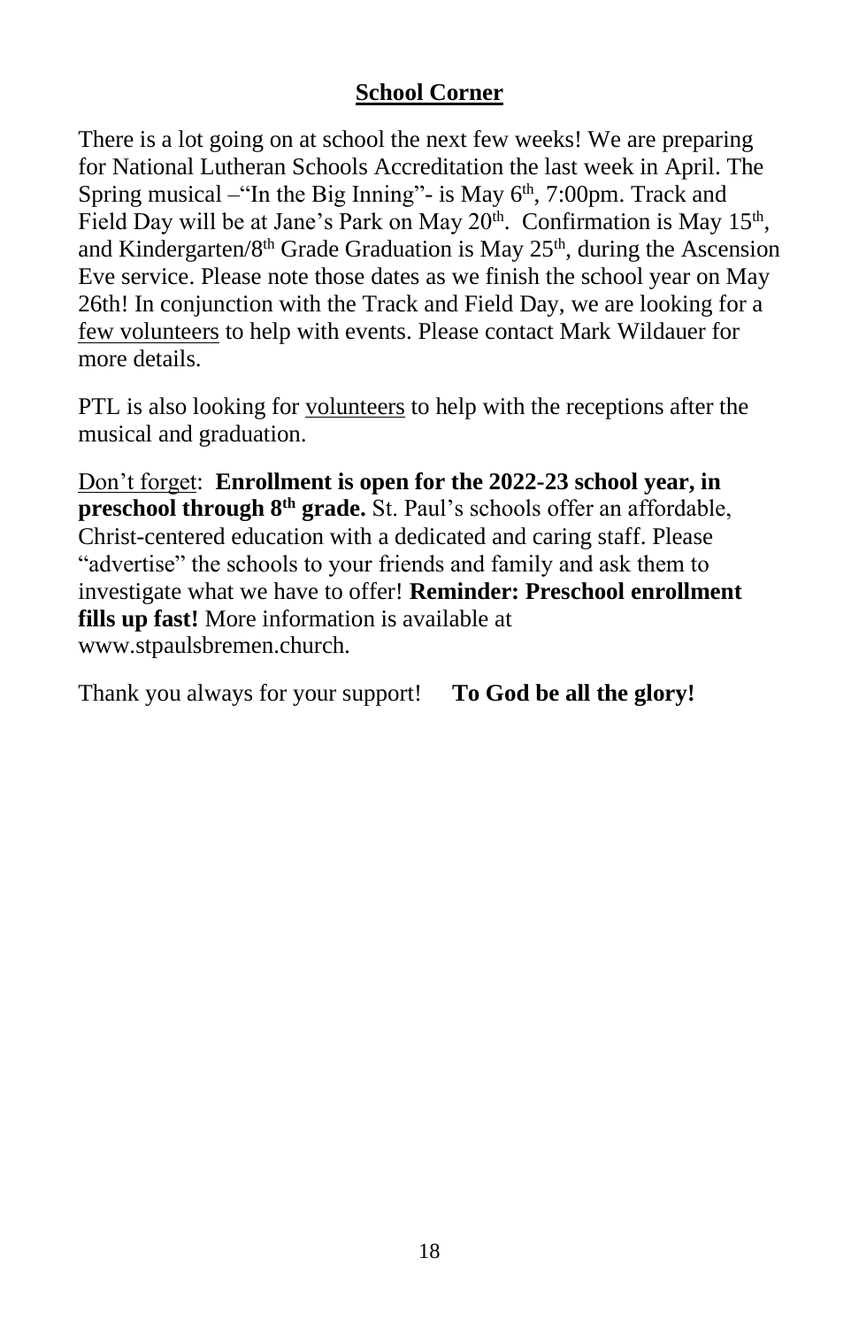## School Corner

There is a lot going on at school the next few weeks! We are preparing for National Lutheran Schools Accreditation the last week in April. The Spring musical –"In the Big Inning"- is May 6th, 7:00pm. Track and Field Day will be at Jane's Park on May 20th. Confirmation is May 15th, and Kindergarten/8th Grade Graduation is May 25th, during the Ascension Eve service. Please note those dates as we finish the school year on May 26th! In conjunction with the Track and Field Day, we are looking for a few volunteers to help with events. Please contact Mark Wildauer for more details.

PTL is also looking for volunteers to help with the receptions after the musical and graduation.

Don't forget: **Enrollment is open for the 2022-23 school year, in preschool through 8th grade.** St. Paul's schools offer an affordable, Christ-centered education with a dedicated and caring staff. Please "advertise" the schools to your friends and family and ask them to investigate what we have to offer! **Reminder: Preschool enrollment fills up fast!** More information is available at www.stpaulsbremen.church.

Thank you always for your support! **To God be all the glory!**